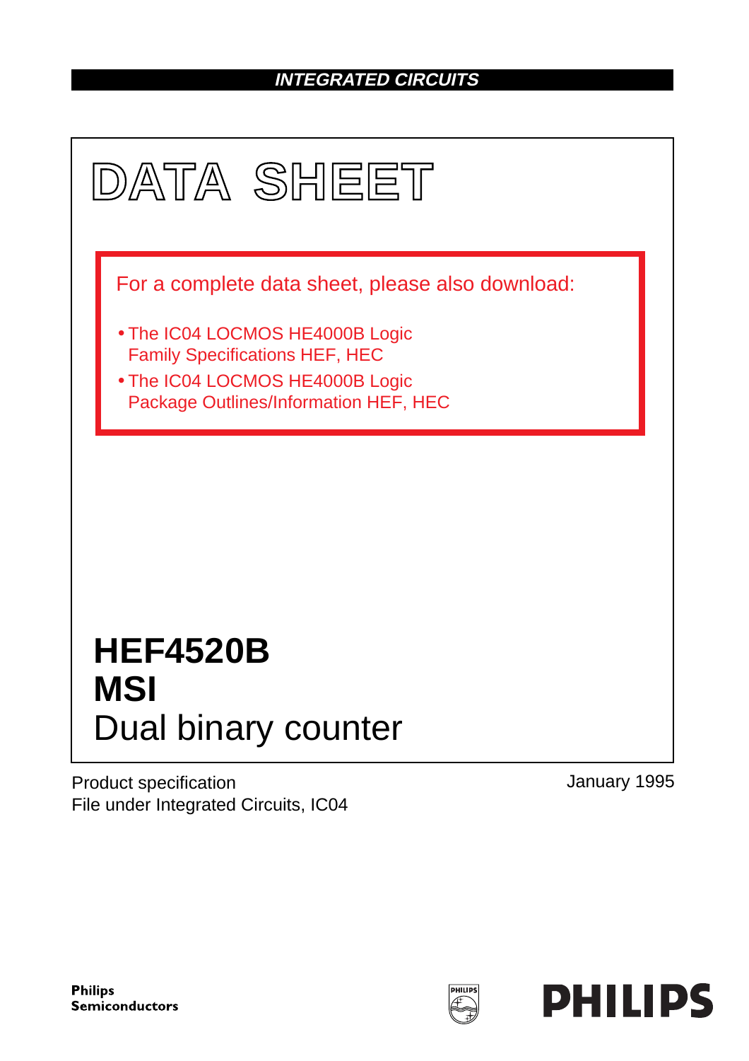**INTEGRATED CIRCUITS**

# DATA SHEET

For a complete data sheet, please also download:

- The IC04 LOCMOS HE4000B Logic Family Specifications HEF, HEC
- The IC04 LOCMOS HE4000B Logic Package Outlines/Information HEF, HEC

# HEF4520B
# MSI
## Dual binary counter

Product specification
File under Integrated Circuits, IC04

January 1995

**Philips Semiconductors**

**PHILIPS**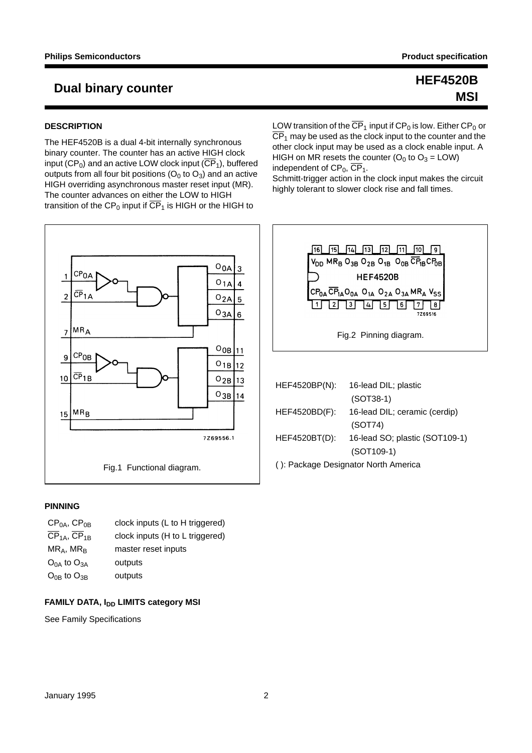# Dual binary counter

# HEF4520B MSI

## DESCRIPTION

The HEF4520B is a dual 4-bit internally synchronous binary counter. The counter has an active HIGH clock input ($CP_0$) and an active LOW clock input ($\overline{CP}_1$), buffered outputs from all four bit positions ($O_0$ to $O_3$) and an active HIGH overriding asynchronous master reset input (MR). The counter advances on either the LOW to HIGH transition of the $CP_0$ input if $\overline{CP}_1$ is HIGH or the HIGH to LOW transition of the $\overline{CP}_1$ input if $CP_0$ is low. Either $CP_0$ or $\overline{CP}_1$ may be used as the clock input to the counter and the other clock input may be used as a clock enable input. A HIGH on MR resets the counter ($O_0$ to $O_3$ = LOW) independent of $CP_0$, $\overline{CP}_1$.

Schmitt-trigger action in the clock input makes the circuit highly tolerant to slower clock rise and fall times.

Fig.1 Functional diagram.

Fig.2 Pinning diagram.

| | |
|---|---|
| HEF4520BP(N): | 16-lead DIL; plastic (SOT38-1) |
| HEF4520BD(F): | 16-lead DIL; ceramic (cerdip) (SOT74) |
| HEF4520BT(D): | 16-lead SO; plastic (SOT109-1) (SOT109-1) |

( ): Package Designator North America

## PINNING

| | |
|---|---|
| $CP_{0A}$, $CP_{0B}$ | clock inputs (L to H triggered) |
| $\overline{CP}_{1A}$, $\overline{CP}_{1B}$ | clock inputs (H to L triggered) |
| $MR_A$, $MR_B$ | master reset inputs |
| $O_{0A}$ to $O_{3A}$ | outputs |
| $O_{0B}$ to $O_{3B}$ | outputs |

## FAMILY DATA, $I_{DD}$ LIMITS category MSI

See Family Specifications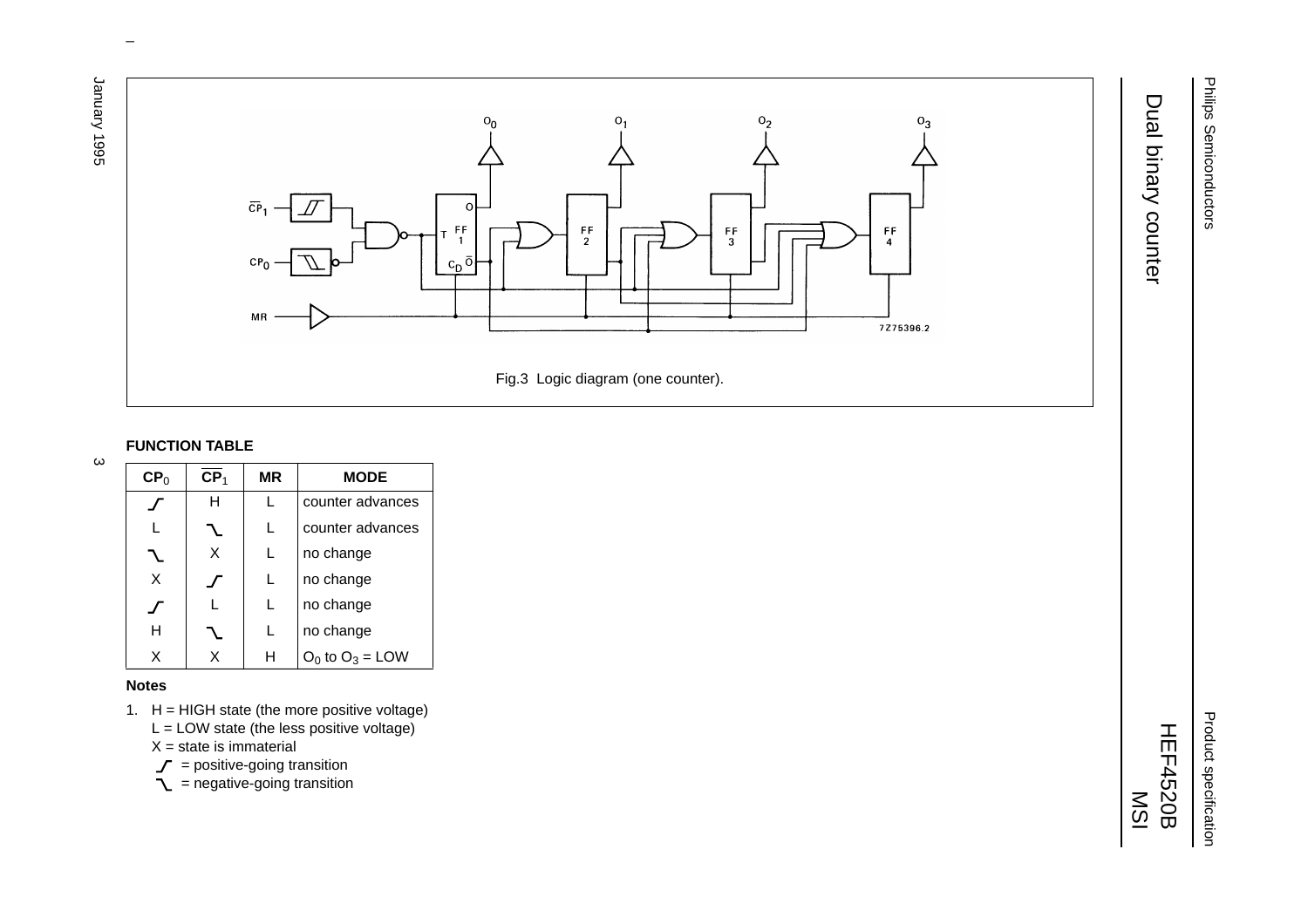Fig.3 Logic diagram (one counter).

**FUNCTION TABLE**

| $CP_0$ | $\overline{CP}_1$ | MR | MODE |
|---|---|---|---|
| ⟋ | H | L | counter advances |
| L | ⟍ | L | counter advances |
| ⟍ | X | L | no change |
| X | ⟋ | L | no change |
| ⟋ | L | L | no change |
| H | ⟍ | L | no change |
| X | X | H | $O_0$ to $O_3$ = LOW |

**Notes**

1. H = HIGH state (the more positive voltage)
   L = LOW state (the less positive voltage)
   X = state is immaterial
   ⟋ = positive-going transition
   ⟍ = negative-going transition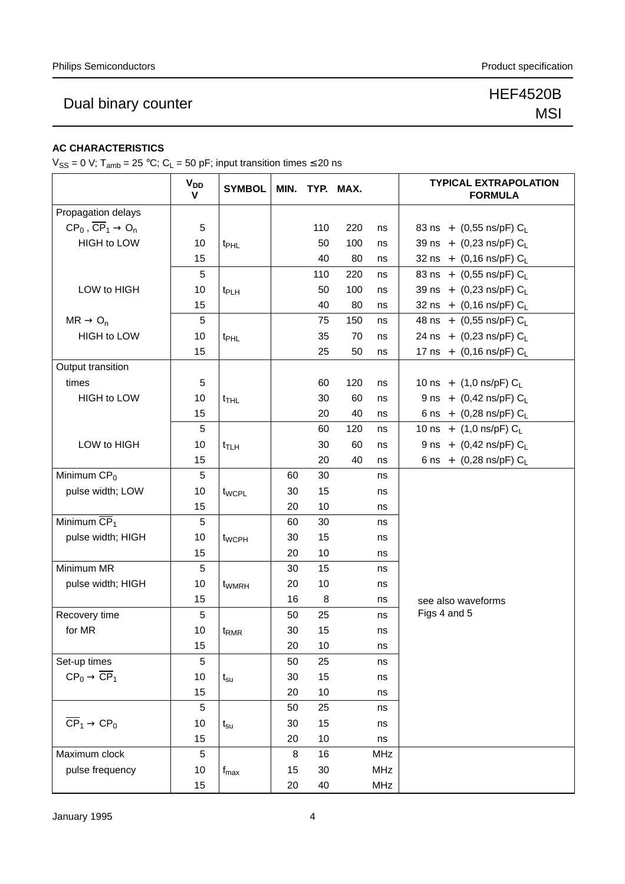# Dual binary counter

HEF4520B
MSI

### AC CHARACTERISTICS

$V_{SS}$ = 0 V; $T_{amb}$ = 25 °C; $C_L$ = 50 pF; input transition times ≤ 20 ns

| | $V_{DD}$ V | SYMBOL | MIN. | TYP. | MAX. | | TYPICAL EXTRAPOLATION FORMULA |
|---|---|---|---|---|---|---|---|
| Propagation delays | | | | | | | |
| $CP_0$ , $\overline{CP}_1 \rightarrow O_n$ | 5 | | | 110 | 220 | ns | 83 ns + (0,55 ns/pF) $C_L$ |
| HIGH to LOW | 10 | $t_{PHL}$ | | 50 | 100 | ns | 39 ns + (0,23 ns/pF) $C_L$ |
| | 15 | | | 40 | 80 | ns | 32 ns + (0,16 ns/pF) $C_L$ |
| | 5 | | | 110 | 220 | ns | 83 ns + (0,55 ns/pF) $C_L$ |
| LOW to HIGH | 10 | $t_{PLH}$ | | 50 | 100 | ns | 39 ns + (0,23 ns/pF) $C_L$ |
| | 15 | | | 40 | 80 | ns | 32 ns + (0,16 ns/pF) $C_L$ |
| $MR \rightarrow O_n$ | 5 | | | 75 | 150 | ns | 48 ns + (0,55 ns/pF) $C_L$ |
| HIGH to LOW | 10 | $t_{PHL}$ | | 35 | 70 | ns | 24 ns + (0,23 ns/pF) $C_L$ |
| | 15 | | | 25 | 50 | ns | 17 ns + (0,16 ns/pF) $C_L$ |
| Output transition | | | | | | | |
| times | 5 | | | 60 | 120 | ns | 10 ns + (1,0 ns/pF) $C_L$ |
| HIGH to LOW | 10 | $t_{THL}$ | | 30 | 60 | ns | 9 ns + (0,42 ns/pF) $C_L$ |
| | 15 | | | 20 | 40 | ns | 6 ns + (0,28 ns/pF) $C_L$ |
| | 5 | | | 60 | 120 | ns | 10 ns + (1,0 ns/pF) $C_L$ |
| LOW to HIGH | 10 | $t_{TLH}$ | | 30 | 60 | ns | 9 ns + (0,42 ns/pF) $C_L$ |
| | 15 | | | 20 | 40 | ns | 6 ns + (0,28 ns/pF) $C_L$ |
| Minimum $CP_0$ | 5 | | 60 | 30 | | ns | |
| pulse width; LOW | 10 | $t_{WCPL}$ | 30 | 15 | | ns | |
| | 15 | | 20 | 10 | | ns | |
| Minimum $\overline{CP}_1$ | 5 | | 60 | 30 | | ns | |
| pulse width; HIGH | 10 | $t_{WCPH}$ | 30 | 15 | | ns | |
| | 15 | | 20 | 10 | | ns | |
| Minimum MR | 5 | | 30 | 15 | | ns | |
| pulse width; HIGH | 10 | $t_{WMRH}$ | 20 | 10 | | ns | |
| | 15 | | 16 | 8 | | ns | see also waveforms |
| Recovery time | 5 | | 50 | 25 | | ns | Figs 4 and 5 |
| for MR | 10 | $t_{RMR}$ | 30 | 15 | | ns | |
| | 15 | | 20 | 10 | | ns | |
| Set-up times | 5 | | 50 | 25 | | ns | |
| $CP_0 \rightarrow \overline{CP}_1$ | 10 | $t_{su}$ | 30 | 15 | | ns | |
| | 15 | | 20 | 10 | | ns | |
| | 5 | | 50 | 25 | | ns | |
| $\overline{CP}_1 \rightarrow CP_0$ | 10 | $t_{su}$ | 30 | 15 | | ns | |
| | 15 | | 20 | 10 | | ns | |
| Maximum clock | 5 | | 8 | 16 | | MHz | |
| pulse frequency | 10 | $f_{max}$ | 15 | 30 | | MHz | |
| | 15 | | 20 | 40 | | MHz | |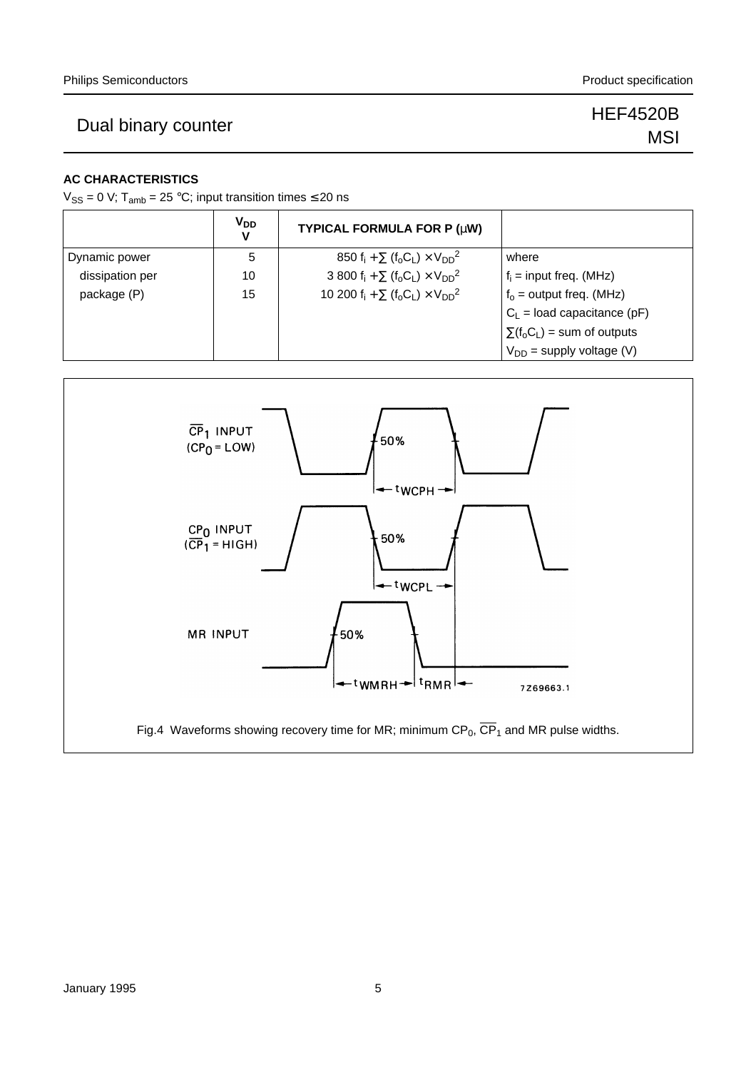## AC CHARACTERISTICS

$V_{SS}$ = 0 V; $T_{amb}$ = 25 °C; input transition times ≤ 20 ns

| | $V_{DD}$ V | TYPICAL FORMULA FOR P (μW) | |
|---|---|---|---|
| Dynamic power | 5 | $850\ f_i + \sum (f_o C_L) \times V_{DD}^2$ | where |
| dissipation per | 10 | $3\ 800\ f_i + \sum (f_o C_L) \times V_{DD}^2$ | $f_i$ = input freq. (MHz) |
| package (P) | 15 | $10\ 200\ f_i + \sum (f_o C_L) \times V_{DD}^2$ | $f_o$ = output freq. (MHz) |
| | | | $C_L$ = load capacitance (pF) |
| | | | $\sum(f_o C_L)$ = sum of outputs |
| | | | $V_{DD}$ = supply voltage (V) |

Fig.4 Waveforms showing recovery time for MR; minimum $CP_0$, $\overline{CP}_1$ and MR pulse widths.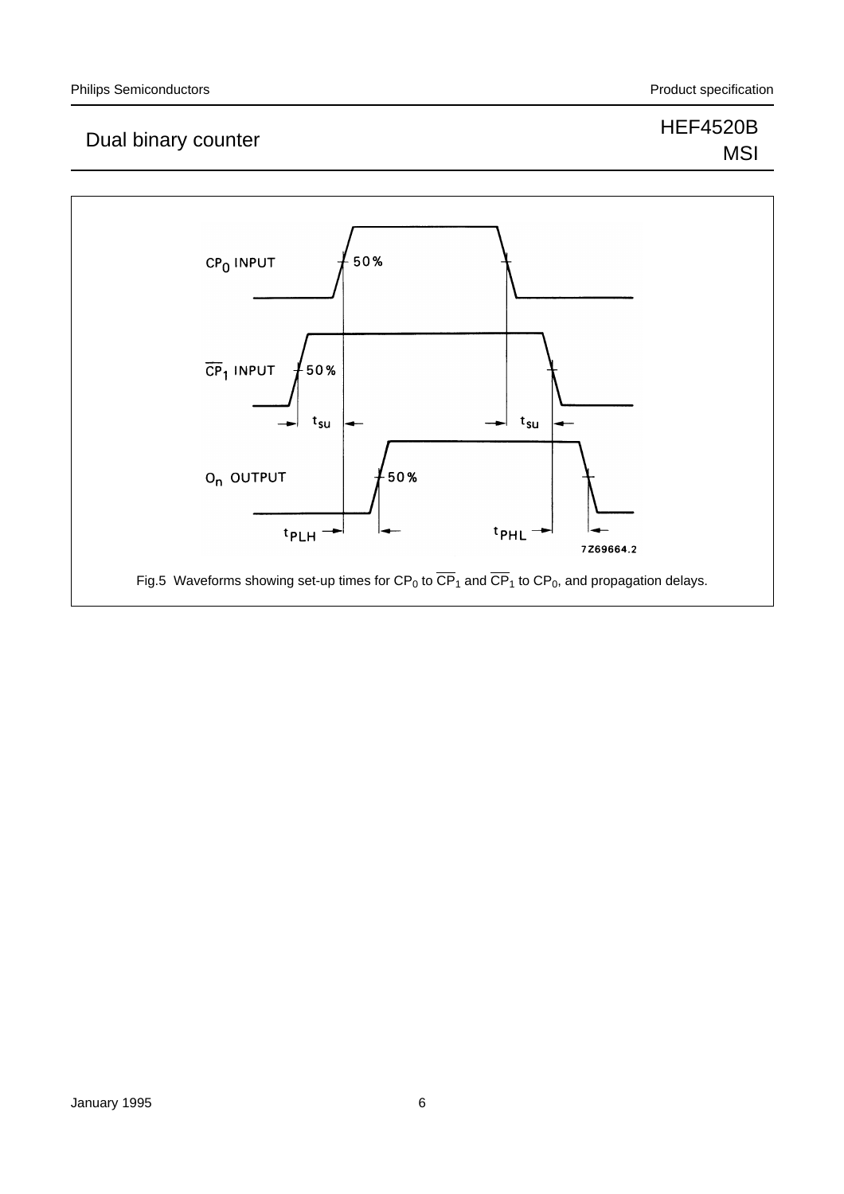Fig.5 Waveforms showing set-up times for $CP_0$ to $\overline{CP}_1$ and $\overline{CP}_1$ to $CP_0$, and propagation delays.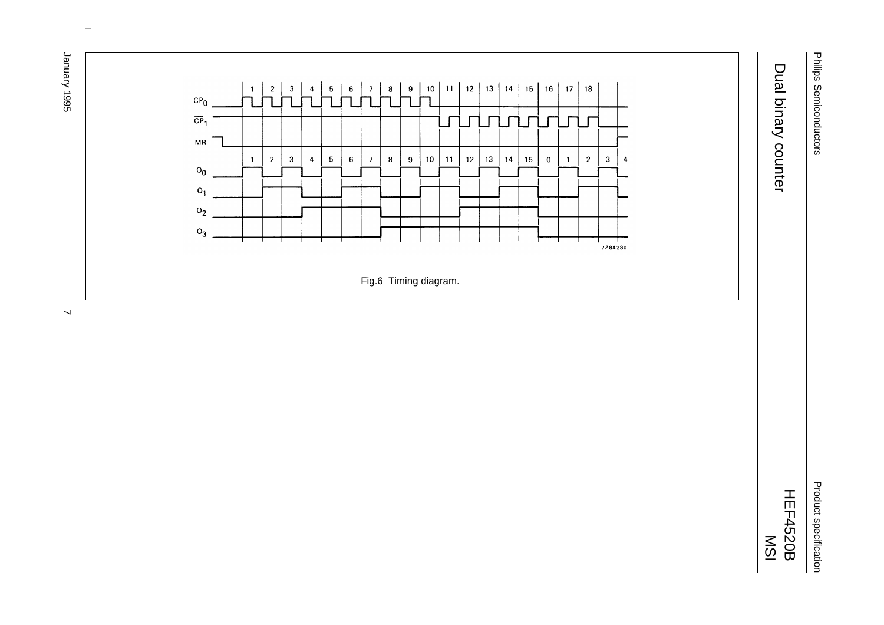1 2 3 4 5 6 7 8 9 10 11 12 13 14 15 16 17 18

$CP_0$

$\overline{CP}_1$

MR

1 2 3 4 5 6 7 8 9 10 11 12 13 14 15 0 1 2 3 4

$O_0$

$O_1$

$O_2$

$O_3$

7Z84280

Fig.6 Timing diagram.